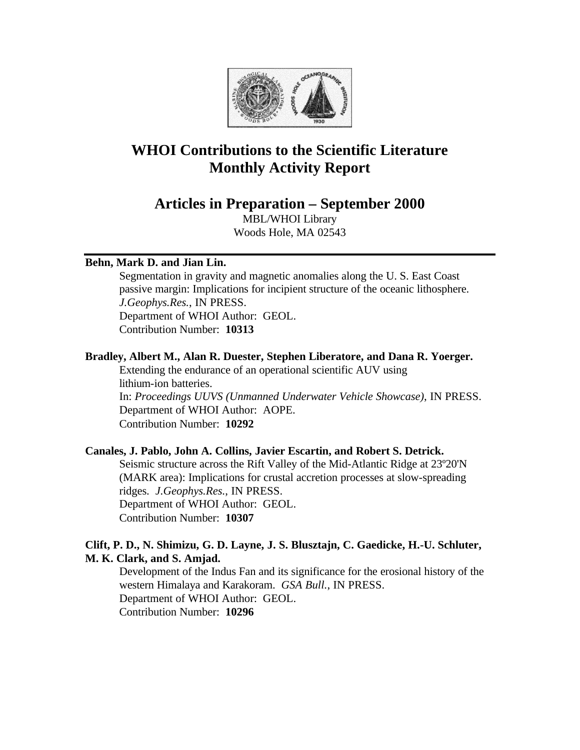# WHOI Contributions to the Scientific Literature
# Monthly Activity Report

## Articles in Preparation – September 2000

MBL/WHOI Library
Woods Hole, MA 02543

---

**Behn, Mark D. and Jian Lin.**

Segmentation in gravity and magnetic anomalies along the U. S. East Coast passive margin: Implications for incipient structure of the oceanic lithosphere. *J.Geophys.Res.*, IN PRESS.
Department of WHOI Author: GEOL.
Contribution Number: **10313**

**Bradley, Albert M., Alan R. Duester, Stephen Liberatore, and Dana R. Yoerger.**

Extending the endurance of an operational scientific AUV using lithium-ion batteries.
In: *Proceedings UUVS (Unmanned Underwater Vehicle Showcase)*, IN PRESS.
Department of WHOI Author: AOPE.
Contribution Number: **10292**

**Canales, J. Pablo, John A. Collins, Javier Escartin, and Robert S. Detrick.**

Seismic structure across the Rift Valley of the Mid-Atlantic Ridge at 23º20'N (MARK area): Implications for crustal accretion processes at slow-spreading ridges. *J.Geophys.Res.*, IN PRESS.
Department of WHOI Author: GEOL.
Contribution Number: **10307**

**Clift, P. D., N. Shimizu, G. D. Layne, J. S. Blusztajn, C. Gaedicke, H.-U. Schluter, M. K. Clark, and S. Amjad.**

Development of the Indus Fan and its significance for the erosional history of the western Himalaya and Karakoram. *GSA Bull.*, IN PRESS.
Department of WHOI Author: GEOL.
Contribution Number: **10296**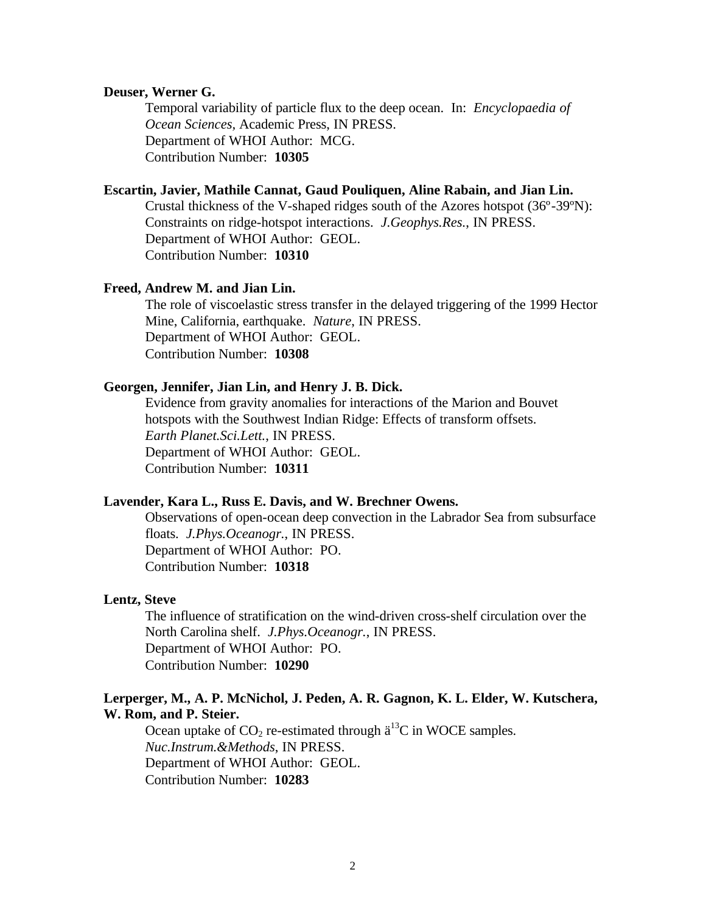**Deuser, Werner G.**

Temporal variability of particle flux to the deep ocean. In: *Encyclopaedia of Ocean Sciences*, Academic Press, IN PRESS.
Department of WHOI Author: MCG.
Contribution Number: **10305**

**Escartin, Javier, Mathile Cannat, Gaud Pouliquen, Aline Rabain, and Jian Lin.**

Crustal thickness of the V-shaped ridges south of the Azores hotspot (36º-39ºN): Constraints on ridge-hotspot interactions. *J.Geophys.Res.*, IN PRESS.
Department of WHOI Author: GEOL.
Contribution Number: **10310**

**Freed, Andrew M. and Jian Lin.**

The role of viscoelastic stress transfer in the delayed triggering of the 1999 Hector Mine, California, earthquake. *Nature*, IN PRESS.
Department of WHOI Author: GEOL.
Contribution Number: **10308**

**Georgen, Jennifer, Jian Lin, and Henry J. B. Dick.**

Evidence from gravity anomalies for interactions of the Marion and Bouvet hotspots with the Southwest Indian Ridge: Effects of transform offsets. *Earth Planet.Sci.Lett.*, IN PRESS.
Department of WHOI Author: GEOL.
Contribution Number: **10311**

**Lavender, Kara L., Russ E. Davis, and W. Brechner Owens.**

Observations of open-ocean deep convection in the Labrador Sea from subsurface floats. *J.Phys.Oceanogr.*, IN PRESS.
Department of WHOI Author: PO.
Contribution Number: **10318**

**Lentz, Steve**

The influence of stratification on the wind-driven cross-shelf circulation over the North Carolina shelf. *J.Phys.Oceanogr.*, IN PRESS.
Department of WHOI Author: PO.
Contribution Number: **10290**

**Lerperger, M., A. P. McNichol, J. Peden, A. R. Gagnon, K. L. Elder, W. Kutschera, W. Rom, and P. Steier.**

Ocean uptake of $CO_2$ re-estimated through ä$^{13}$C in WOCE samples. *Nuc.Instrum.&Methods*, IN PRESS.
Department of WHOI Author: GEOL.
Contribution Number: **10283**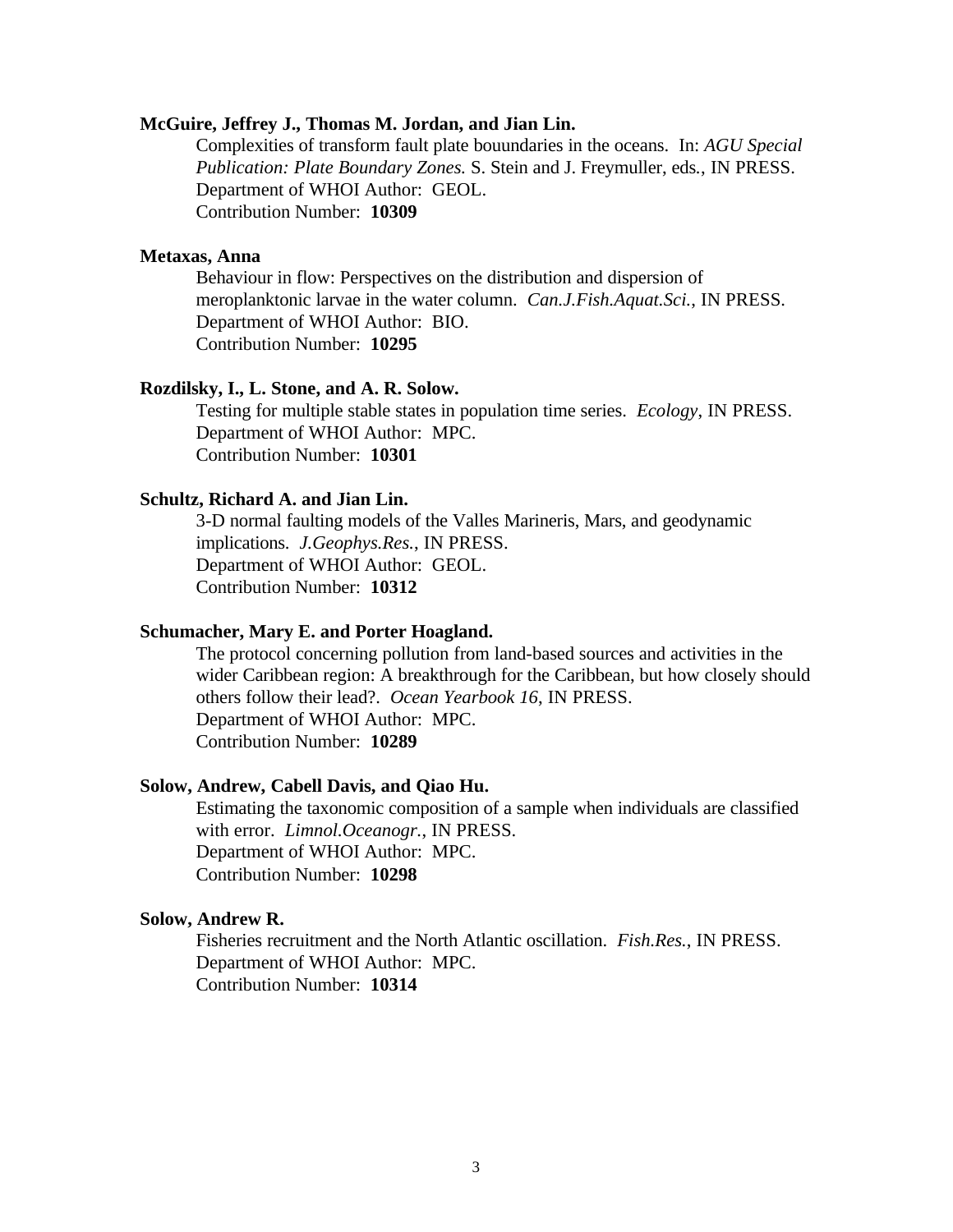**McGuire, Jeffrey J., Thomas M. Jordan, and Jian Lin.**

Complexities of transform fault plate bouundaries in the oceans. In: *AGU Special Publication: Plate Boundary Zones.* S. Stein and J. Freymuller, eds., IN PRESS.
Department of WHOI Author: GEOL.
Contribution Number: **10309**

**Metaxas, Anna**

Behaviour in flow: Perspectives on the distribution and dispersion of meroplanktonic larvae in the water column. *Can.J.Fish.Aquat.Sci.*, IN PRESS.
Department of WHOI Author: BIO.
Contribution Number: **10295**

**Rozdilsky, I., L. Stone, and A. R. Solow.**

Testing for multiple stable states in population time series. *Ecology*, IN PRESS.
Department of WHOI Author: MPC.
Contribution Number: **10301**

**Schultz, Richard A. and Jian Lin.**

3-D normal faulting models of the Valles Marineris, Mars, and geodynamic implications. *J.Geophys.Res.*, IN PRESS.
Department of WHOI Author: GEOL.
Contribution Number: **10312**

**Schumacher, Mary E. and Porter Hoagland.**

The protocol concerning pollution from land-based sources and activities in the wider Caribbean region: A breakthrough for the Caribbean, but how closely should others follow their lead?. *Ocean Yearbook 16*, IN PRESS.
Department of WHOI Author: MPC.
Contribution Number: **10289**

**Solow, Andrew, Cabell Davis, and Qiao Hu.**

Estimating the taxonomic composition of a sample when individuals are classified with error. *Limnol.Oceanogr.*, IN PRESS.
Department of WHOI Author: MPC.
Contribution Number: **10298**

**Solow, Andrew R.**

Fisheries recruitment and the North Atlantic oscillation. *Fish.Res.*, IN PRESS.
Department of WHOI Author: MPC.
Contribution Number: **10314**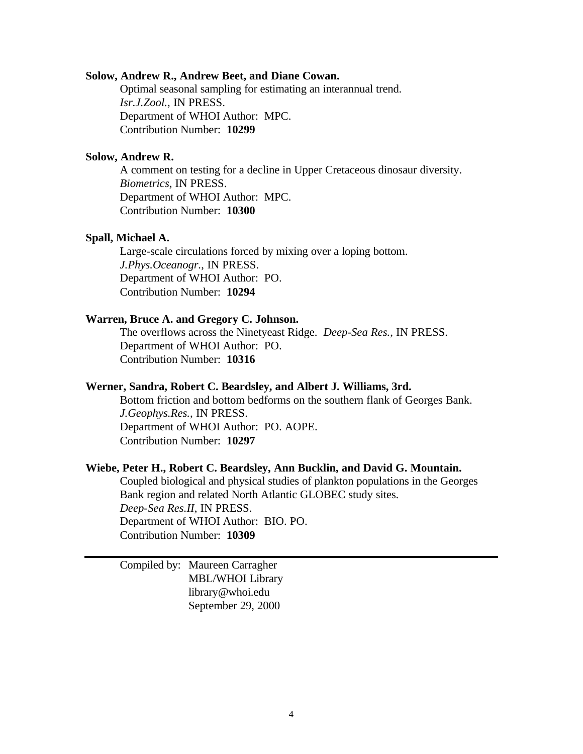**Solow, Andrew R., Andrew Beet, and Diane Cowan.**

Optimal seasonal sampling for estimating an interannual trend.
*Isr.J.Zool.*, IN PRESS.
Department of WHOI Author: MPC.
Contribution Number: **10299**

**Solow, Andrew R.**

A comment on testing for a decline in Upper Cretaceous dinosaur diversity.
*Biometrics*, IN PRESS.
Department of WHOI Author: MPC.
Contribution Number: **10300**

**Spall, Michael A.**

Large-scale circulations forced by mixing over a loping bottom.
*J.Phys.Oceanogr.*, IN PRESS.
Department of WHOI Author: PO.
Contribution Number: **10294**

**Warren, Bruce A. and Gregory C. Johnson.**

The overflows across the Ninetyeast Ridge. *Deep-Sea Res.*, IN PRESS.
Department of WHOI Author: PO.
Contribution Number: **10316**

**Werner, Sandra, Robert C. Beardsley, and Albert J. Williams, 3rd.**

Bottom friction and bottom bedforms on the southern flank of Georges Bank.
*J.Geophys.Res.*, IN PRESS.
Department of WHOI Author: PO. AOPE.
Contribution Number: **10297**

**Wiebe, Peter H., Robert C. Beardsley, Ann Bucklin, and David G. Mountain.**

Coupled biological and physical studies of plankton populations in the Georges Bank region and related North Atlantic GLOBEC study sites.
*Deep-Sea Res.II*, IN PRESS.
Department of WHOI Author: BIO. PO.
Contribution Number: **10309**

---

Compiled by: Maureen Carragher
MBL/WHOI Library
library@whoi.edu
September 29, 2000